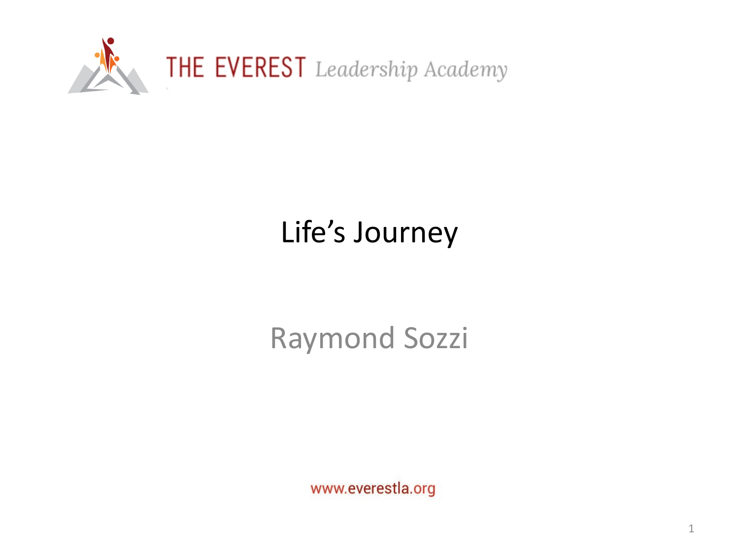THE EVEREST *Leadership Academy*

# Life's Journey

## Raymond Sozzi

www.everestla.org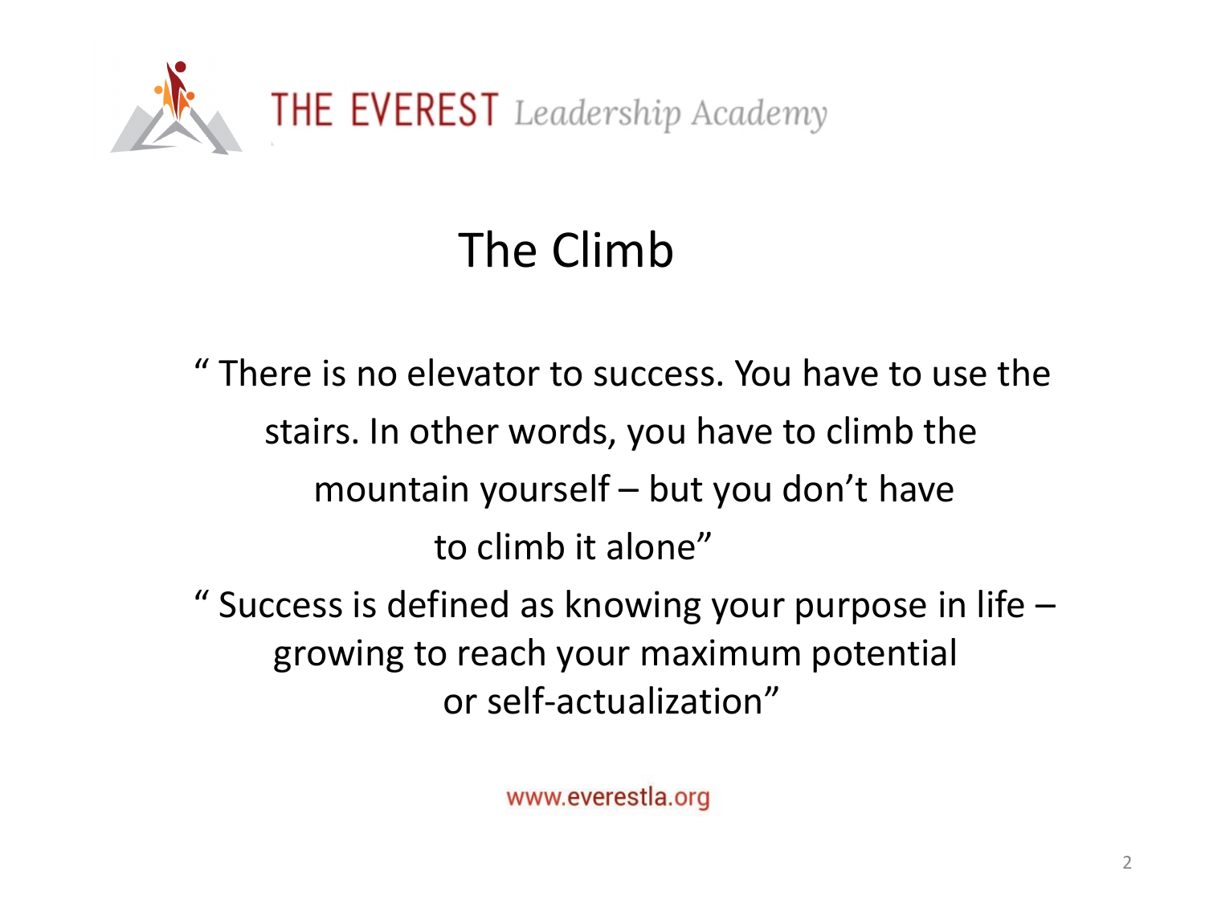THE EVEREST *Leadership Academy*

# The Climb

" There is no elevator to success. You have to use the stairs. In other words, you have to climb the mountain yourself – but you don't have to climb it alone"

" Success is defined as knowing your purpose in life – growing to reach your maximum potential or self-actualization"

www.everestla.org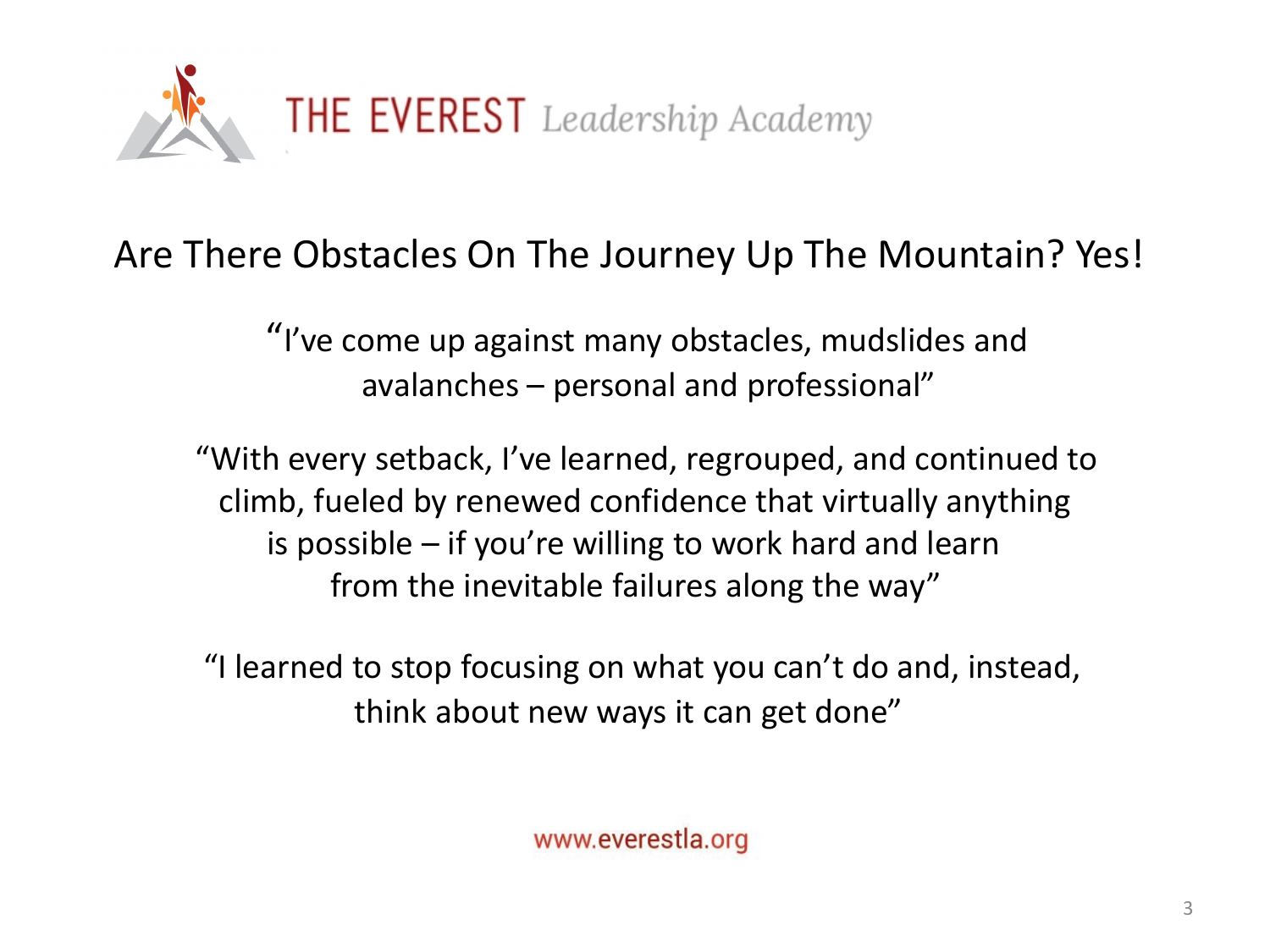THE EVEREST *Leadership Academy*

## Are There Obstacles On The Journey Up The Mountain? Yes!

"I've come up against many obstacles, mudslides and avalanches – personal and professional"

"With every setback, I've learned, regrouped, and continued to climb, fueled by renewed confidence that virtually anything is possible – if you're willing to work hard and learn from the inevitable failures along the way"

"I learned to stop focusing on what you can't do and, instead, think about new ways it can get done"

www.everestla.org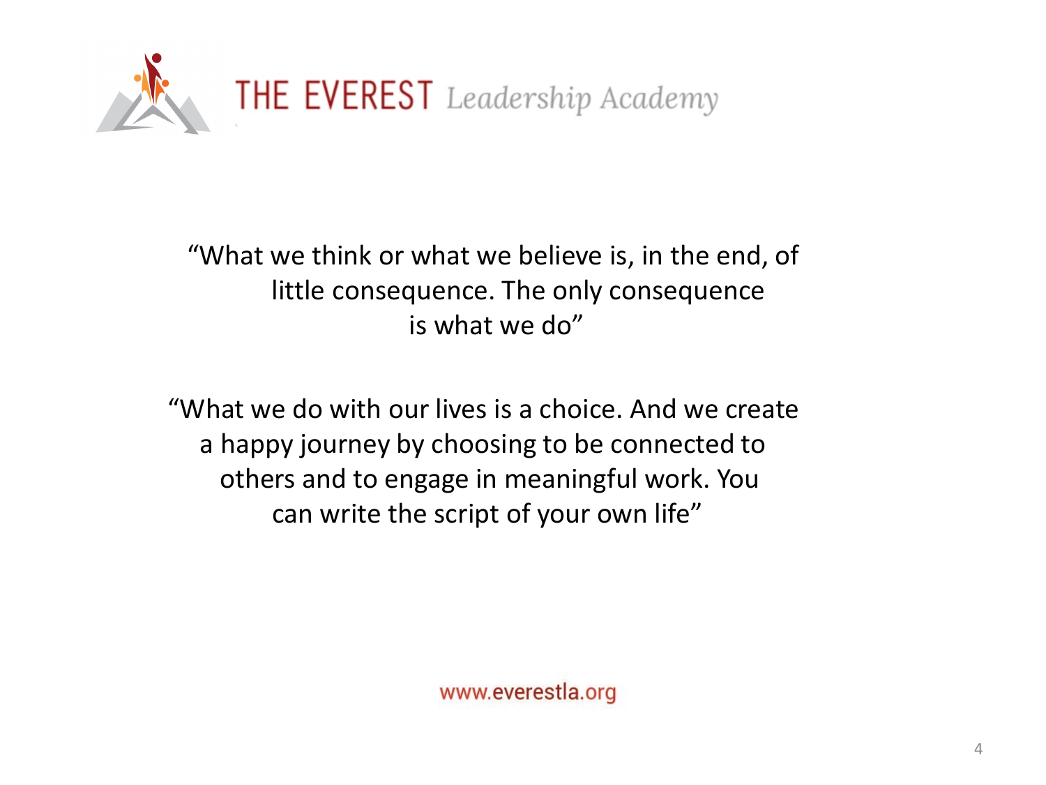THE EVEREST *Leadership Academy*

"What we think or what we believe is, in the end, of little consequence. The only consequence is what we do"

"What we do with our lives is a choice. And we create a happy journey by choosing to be connected to others and to engage in meaningful work. You can write the script of your own life"

www.everestla.org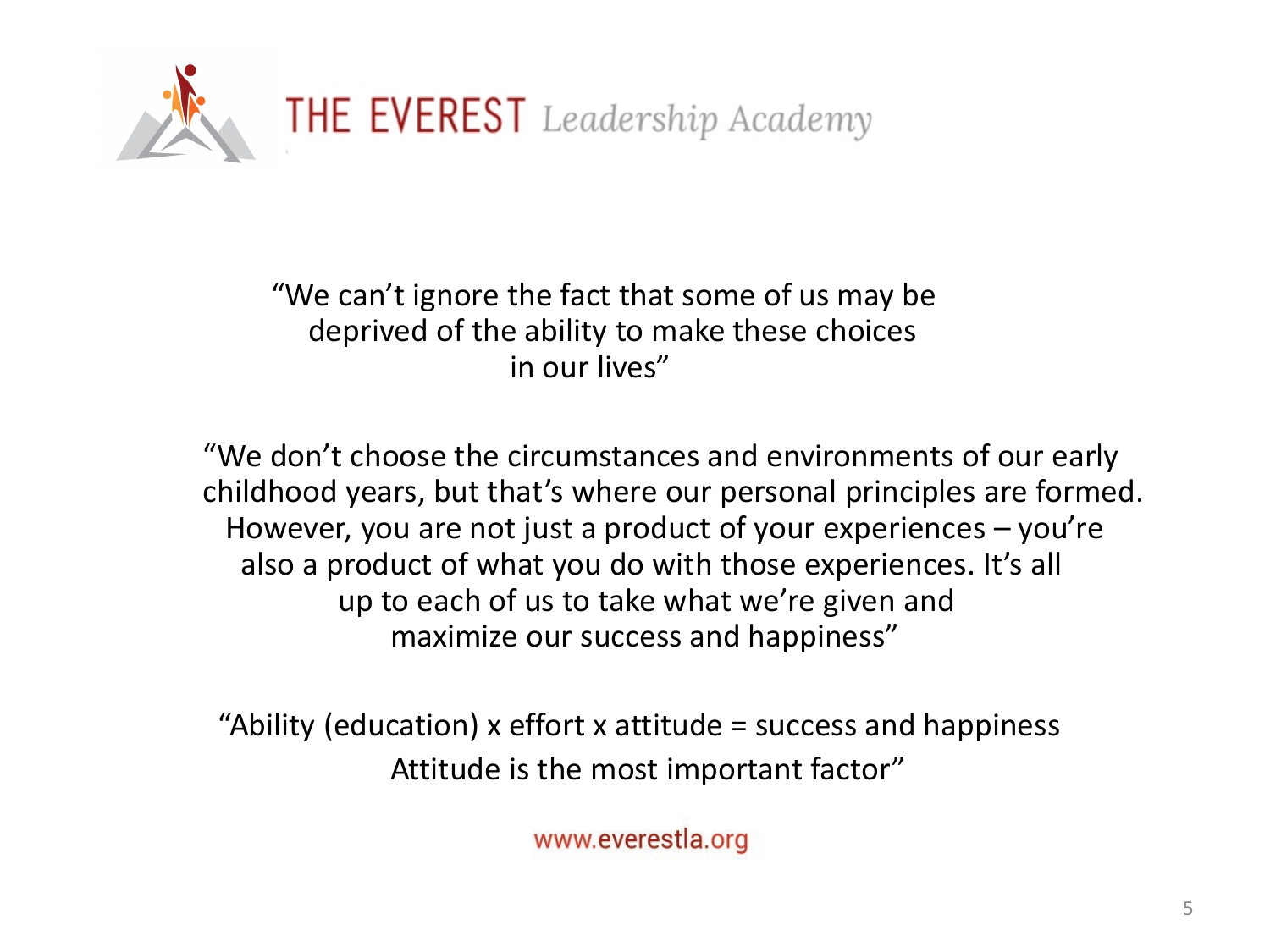# THE EVEREST *Leadership Academy*

“We can’t ignore the fact that some of us may be deprived of the ability to make these choices in our lives”

“We don’t choose the circumstances and environments of our early childhood years, but that’s where our personal principles are formed. However, you are not just a product of your experiences – you’re also a product of what you do with those experiences. It’s all up to each of us to take what we’re given and maximize our success and happiness”

“Ability (education) x effort x attitude = success and happiness
Attitude is the most important factor”

www.everestla.org